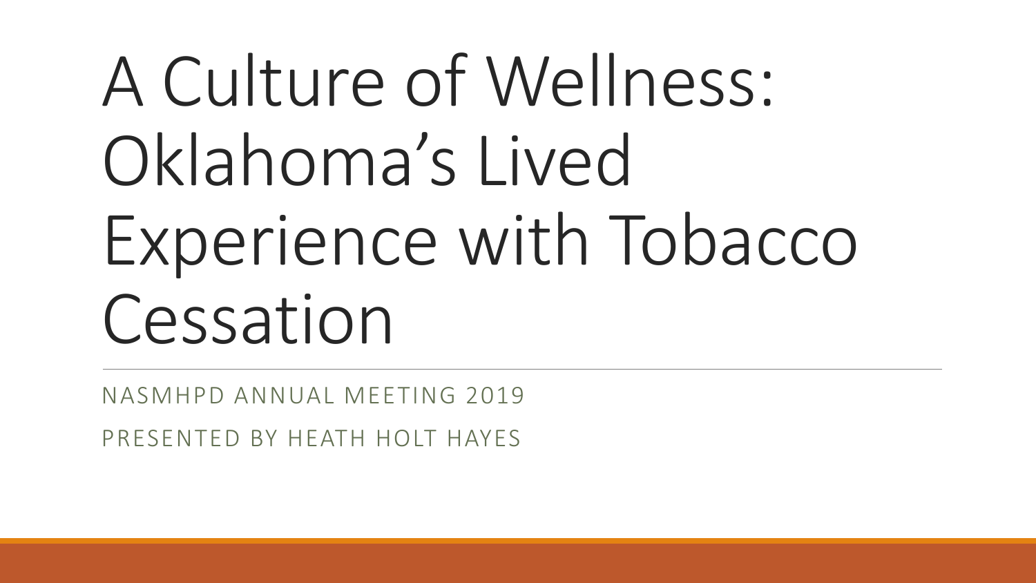# A Culture of Wellness: Oklahoma's Lived Experience with Tobacco Cessation

NASMHPD ANNUAL MEETING 2019

PRESENTED BY HEATH HOLT HAYES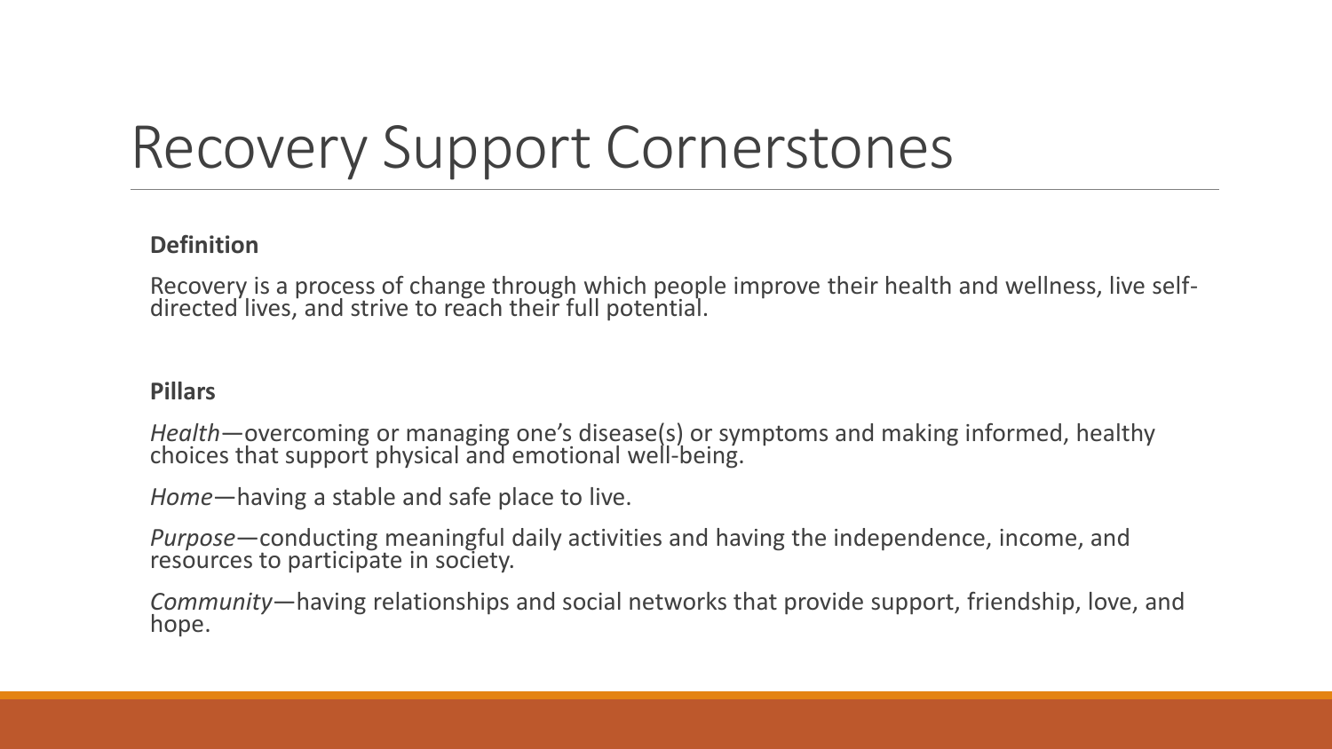# Recovery Support Cornerstones

**Definition**

Recovery is a process of change through which people improve their health and wellness, live self-directed lives, and strive to reach their full potential.

**Pillars**

*Health*—overcoming or managing one's disease(s) or symptoms and making informed, healthy choices that support physical and emotional well-being.

*Home*—having a stable and safe place to live.

*Purpose*—conducting meaningful daily activities and having the independence, income, and resources to participate in society.

*Community*—having relationships and social networks that provide support, friendship, love, and hope.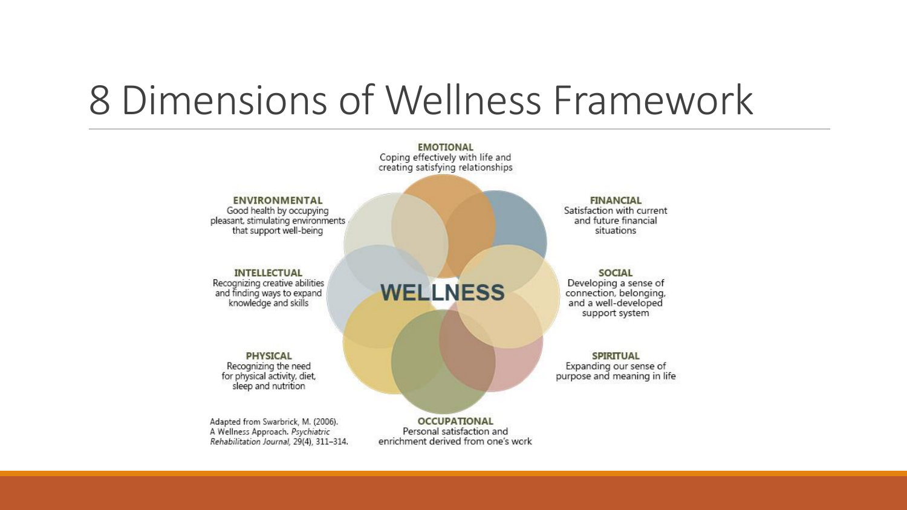# 8 Dimensions of Wellness Framework

**WELLNESS**

**EMOTIONAL**
Coping effectively with life and creating satisfying relationships

**FINANCIAL**
Satisfaction with current and future financial situations

**SOCIAL**
Developing a sense of connection, belonging, and a well-developed support system

**SPIRITUAL**
Expanding our sense of purpose and meaning in life

**OCCUPATIONAL**
Personal satisfaction and enrichment derived from one's work

**PHYSICAL**
Recognizing the need for physical activity, diet, sleep and nutrition

**INTELLECTUAL**
Recognizing creative abilities and finding ways to expand knowledge and skills

**ENVIRONMENTAL**
Good health by occupying pleasant, stimulating environments that support well-being

Adapted from Swarbrick, M. (2006). A Wellness Approach. *Psychiatric Rehabilitation Journal*, 29(4), 311–314.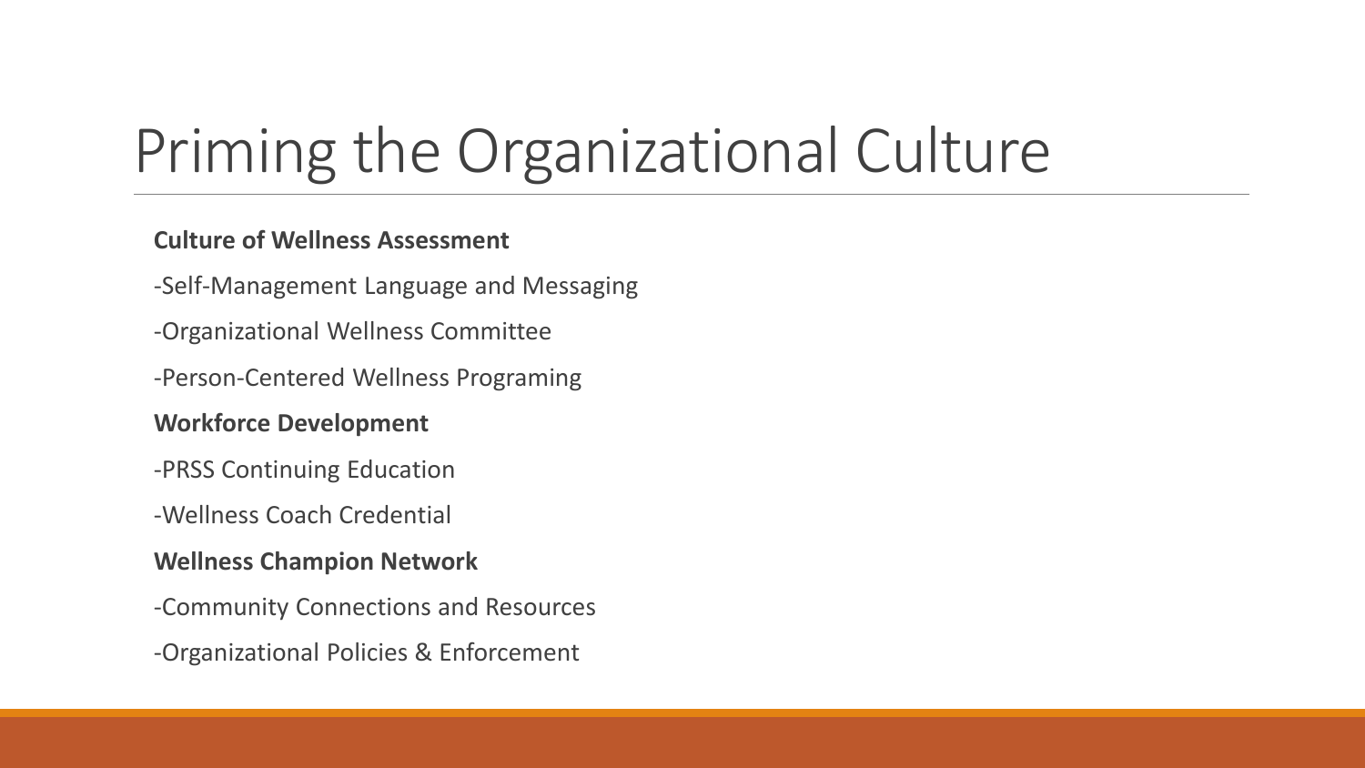# Priming the Organizational Culture

**Culture of Wellness Assessment**

-Self-Management Language and Messaging

-Organizational Wellness Committee

-Person-Centered Wellness Programing

**Workforce Development**

-PRSS Continuing Education

-Wellness Coach Credential

**Wellness Champion Network**

-Community Connections and Resources

-Organizational Policies & Enforcement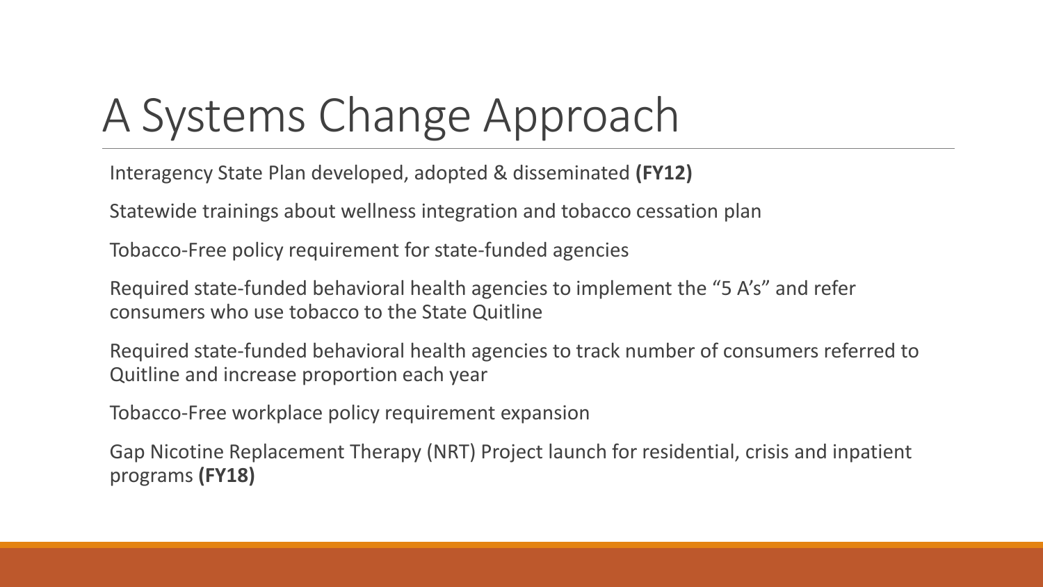# A Systems Change Approach

Interagency State Plan developed, adopted & disseminated **(FY12)**

Statewide trainings about wellness integration and tobacco cessation plan

Tobacco-Free policy requirement for state-funded agencies

Required state-funded behavioral health agencies to implement the "5 A's" and refer consumers who use tobacco to the State Quitline

Required state-funded behavioral health agencies to track number of consumers referred to Quitline and increase proportion each year

Tobacco-Free workplace policy requirement expansion

Gap Nicotine Replacement Therapy (NRT) Project launch for residential, crisis and inpatient programs **(FY18)**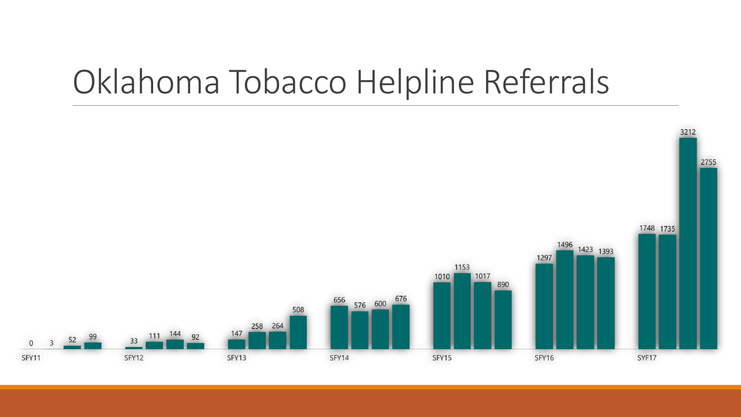# Oklahoma Tobacco Helpline Referrals

| | | | | |
|---|---|---|---|---|
| SFY11 | 0 | 3 | 52 | 99 |
| SFY12 | 33 | 111 | 144 | 92 |
| SFY13 | 147 | 258 | 264 | 508 |
| SFY14 | 656 | 576 | 600 | 676 |
| SFY15 | 1010 | 1153 | 1017 | 890 |
| SFY16 | 1297 | 1496 | 1423 | 1393 |
| SYF17 | 1748 | 1735 | 3212 | 2755 |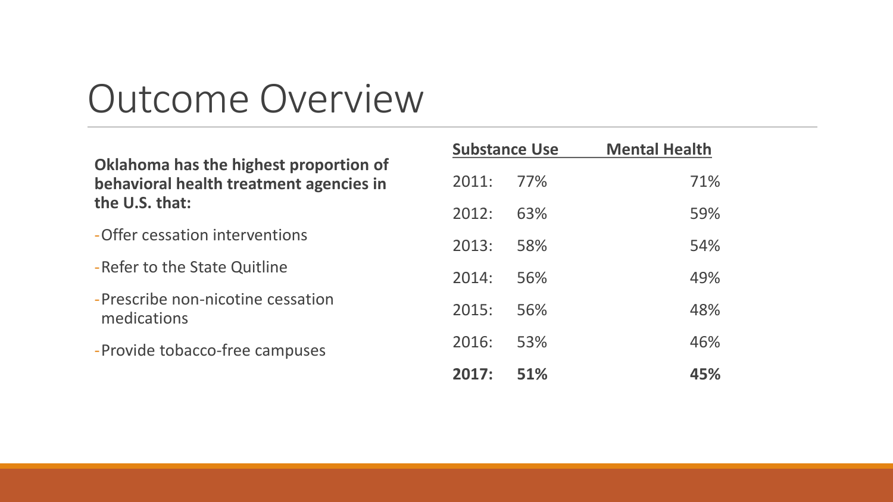# Outcome Overview

**Oklahoma has the highest proportion of behavioral health treatment agencies in the U.S. that:**

- Offer cessation interventions
- Refer to the State Quitline
- Prescribe non-nicotine cessation medications
- Provide tobacco-free campuses

| | Substance Use | Mental Health |
|---|---|---|
| 2011: | 77% | 71% |
| 2012: | 63% | 59% |
| 2013: | 58% | 54% |
| 2014: | 56% | 49% |
| 2015: | 56% | 48% |
| 2016: | 53% | 46% |
| **2017:** | **51%** | **45%** |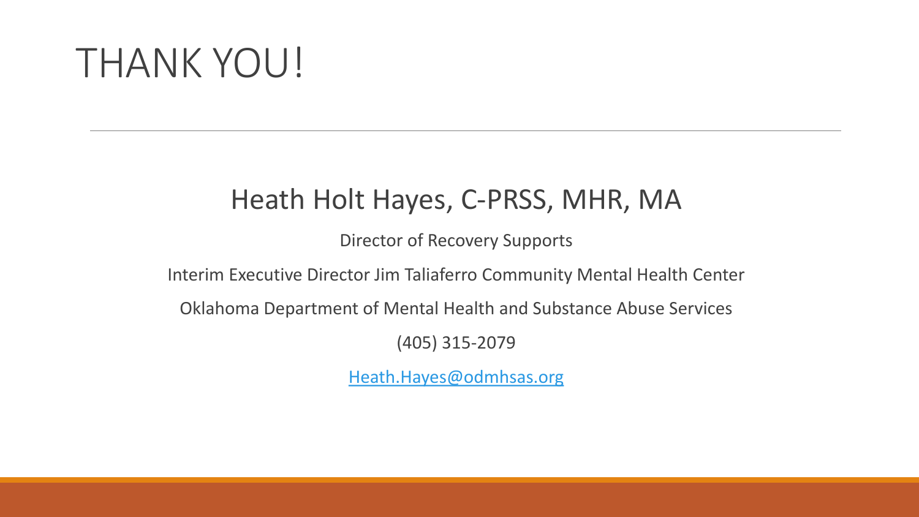# THANK YOU!

## Heath Holt Hayes, C-PRSS, MHR, MA

Director of Recovery Supports

Interim Executive Director Jim Taliaferro Community Mental Health Center

Oklahoma Department of Mental Health and Substance Abuse Services

(405) 315-2079

Heath.Hayes@odmhsas.org